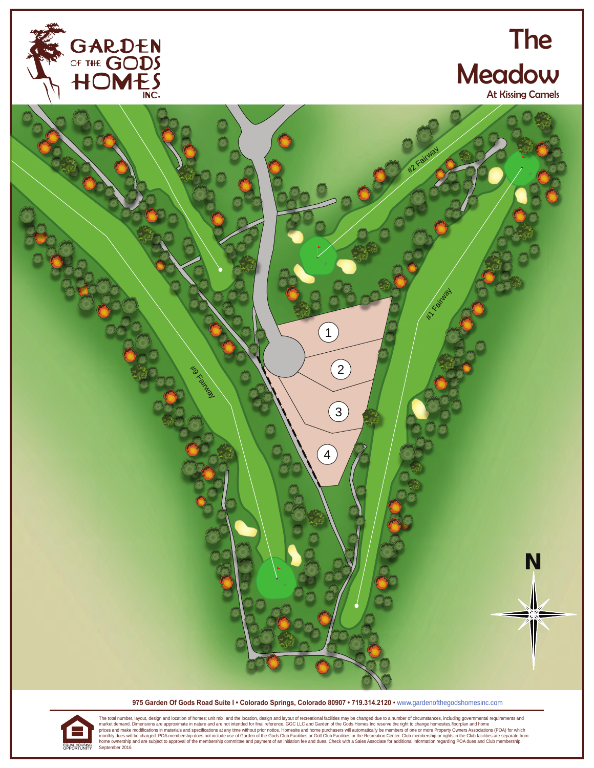GARDEN OF THE GODS HOMES INC.

# The Meadow

## At Kissing Camels

#2 Fairway

#1 Fairway

#9 Fairway

1

2

3

4

N

**975 Garden Of Gods Road Suite I • Colorado Springs, Colorado 80907 • 719.314.2120** • www.gardenofthegodshomesinc.com

EQUAL HOUSING OPPORTUNITY

The total number, layout, design and location of homes; unit mix; and the location, design and layout of recreational facilities may be changed due to a number of circumstances, including governmental requirements and market demand. Dimensions are approximate in nature and are not intended for final reference. GGC LLC and Garden of the Gods Homes Inc reserve the right to change homesites,floorplan and home prices and make modifications in materials and specifications at any time without prior notice. Homesite and home purchasers will automatically be members of one or more Property Owners Associations (POA) for which monthly dues will be charged. POA membership does not include use of Garden of the Gods Club Facilities or Golf Club Facilities or the Recreation Center. Club membership or rights in the Club facilities are separate from home ownership and are subject to approval of the membership committee and payment of an initiation fee and dues. Check with a Sales Associate for additional information regarding POA dues and Club membership.
September 2016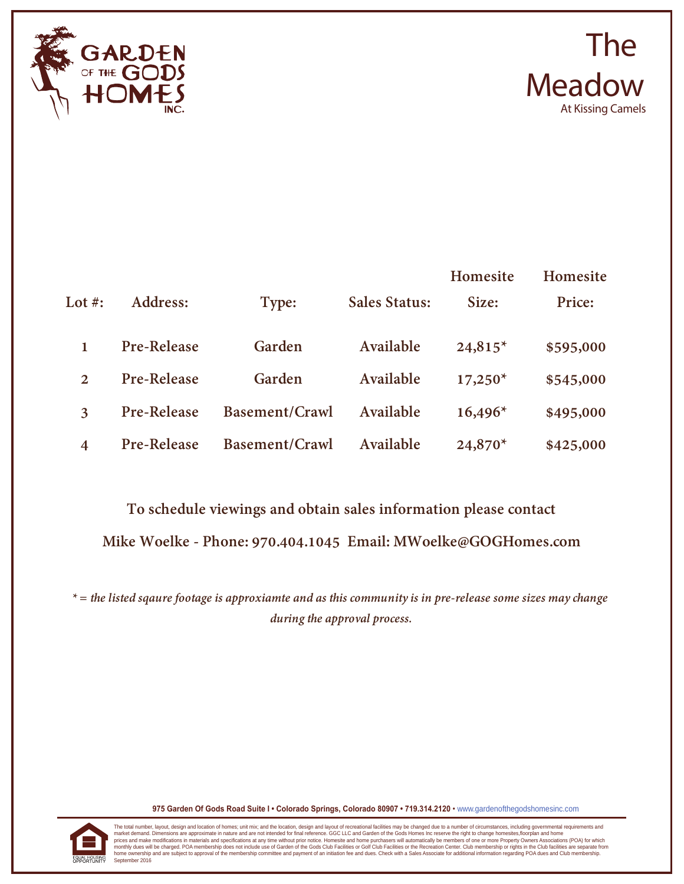GARDEN OF THE GODS HOMES INC.

# The Meadow

At Kissing Camels

| Lot #: | Address: | Type: | Sales Status: | Homesite Size: | Homesite Price: |
|---|---|---|---|---|---|
| 1 | Pre-Release | Garden | Available | 24,815* | $595,000 |
| 2 | Pre-Release | Garden | Available | 17,250* | $545,000 |
| 3 | Pre-Release | Basement/Crawl | Available | 16,496* | $495,000 |
| 4 | Pre-Release | Basement/Crawl | Available | 24,870* | $425,000 |

**To schedule viewings and obtain sales information please contact**

**Mike Woelke - Phone: 970.404.1045 Email: MWoelke@GOGHomes.com**

*\* = the listed sqaure footage is approxiamte and as this community is in pre-release some sizes may change during the approval process.*

975 Garden Of Gods Road Suite I • Colorado Springs, Colorado 80907 • 719.314.2120 • www.gardenofthegodshomesinc.com

EQUAL HOUSING OPPORTUNITY

The total number, layout, design and location of homes; unit mix; and the location, design and layout of recreational facilities may be changed due to a number of circumstances, including governmental requirements and market demand. Dimensions are approximate in nature and are not intended for final reference. GGC LLC and Garden of the Gods Homes Inc reserve the right to change homesites,floorplan and home prices and make modifications in materials and specifications at any time without prior notice. Homesite and home purchasers will automatically be members of one or more Property Owners Associations (POA) for which monthly dues will be charged. POA membership does not include use of Garden of the Gods Club Facilities or Golf Club Facilities or the Recreation Center. Club membership or rights in the Club facilities are separate from home ownership and are subject to approval of the membership committee and payment of an initiation fee and dues. Check with a Sales Associate for additional information regarding POA dues and Club membership. September 2016